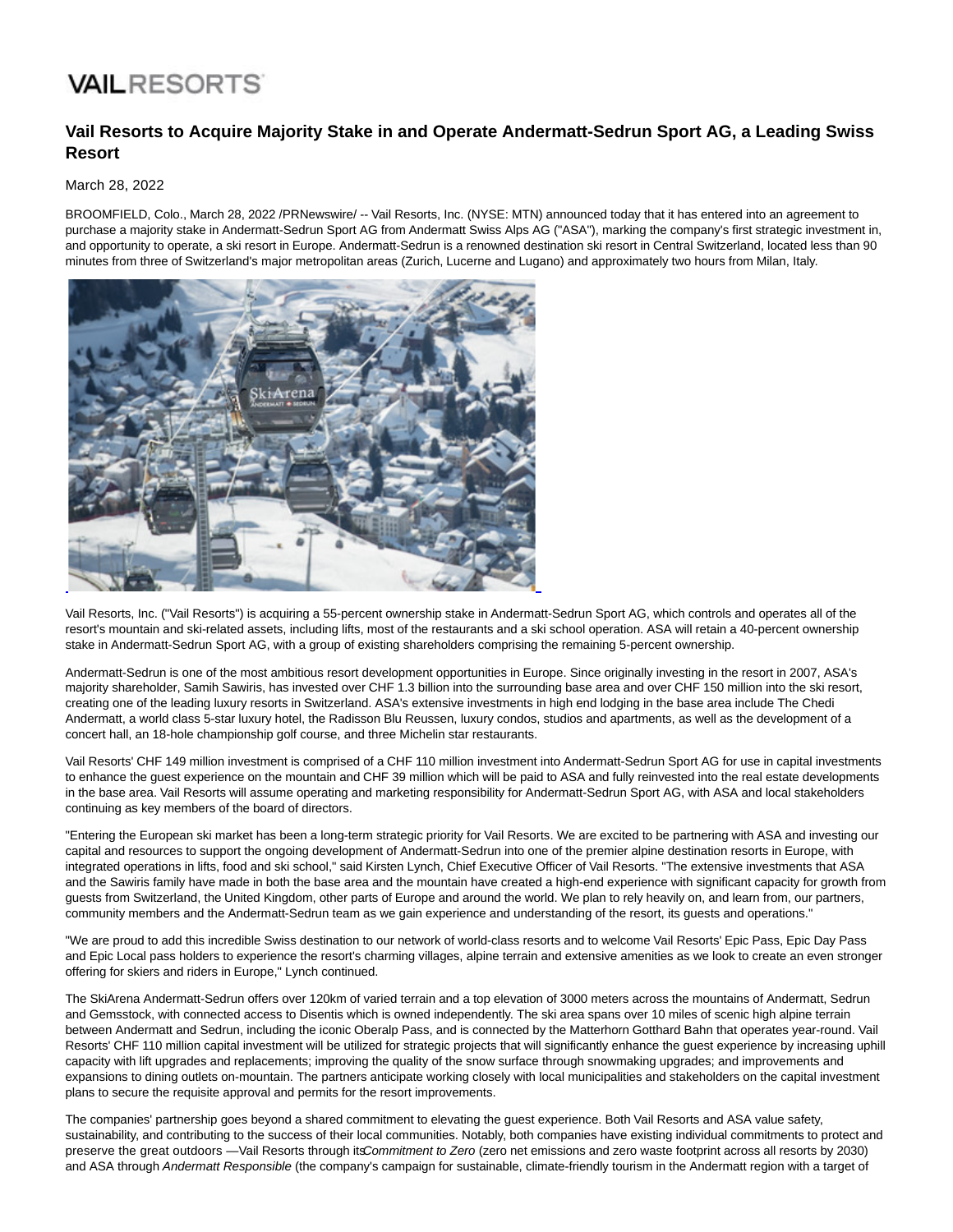VAIL RESORTS

# Vail Resorts to Acquire Majority Stake in and Operate Andermatt-Sedrun Sport AG, a Leading Swiss Resort

March 28, 2022

BROOMFIELD, Colo., March 28, 2022 /PRNewswire/ -- Vail Resorts, Inc. (NYSE: MTN) announced today that it has entered into an agreement to purchase a majority stake in Andermatt-Sedrun Sport AG from Andermatt Swiss Alps AG ("ASA"), marking the company's first strategic investment in, and opportunity to operate, a ski resort in Europe. Andermatt-Sedrun is a renowned destination ski resort in Central Switzerland, located less than 90 minutes from three of Switzerland's major metropolitan areas (Zurich, Lucerne and Lugano) and approximately two hours from Milan, Italy.

Vail Resorts, Inc. ("Vail Resorts") is acquiring a 55-percent ownership stake in Andermatt-Sedrun Sport AG, which controls and operates all of the resort's mountain and ski-related assets, including lifts, most of the restaurants and a ski school operation. ASA will retain a 40-percent ownership stake in Andermatt-Sedrun Sport AG, with a group of existing shareholders comprising the remaining 5-percent ownership.

Andermatt-Sedrun is one of the most ambitious resort development opportunities in Europe. Since originally investing in the resort in 2007, ASA's majority shareholder, Samih Sawiris, has invested over CHF 1.3 billion into the surrounding base area and over CHF 150 million into the ski resort, creating one of the leading luxury resorts in Switzerland. ASA's extensive investments in high end lodging in the base area include The Chedi Andermatt, a world class 5-star luxury hotel, the Radisson Blu Reussen, luxury condos, studios and apartments, as well as the development of a concert hall, an 18-hole championship golf course, and three Michelin star restaurants.

Vail Resorts' CHF 149 million investment is comprised of a CHF 110 million investment into Andermatt-Sedrun Sport AG for use in capital investments to enhance the guest experience on the mountain and CHF 39 million which will be paid to ASA and fully reinvested into the real estate developments in the base area. Vail Resorts will assume operating and marketing responsibility for Andermatt-Sedrun Sport AG, with ASA and local stakeholders continuing as key members of the board of directors.

"Entering the European ski market has been a long-term strategic priority for Vail Resorts. We are excited to be partnering with ASA and investing our capital and resources to support the ongoing development of Andermatt-Sedrun into one of the premier alpine destination resorts in Europe, with integrated operations in lifts, food and ski school," said Kirsten Lynch, Chief Executive Officer of Vail Resorts. "The extensive investments that ASA and the Sawiris family have made in both the base area and the mountain have created a high-end experience with significant capacity for growth from guests from Switzerland, the United Kingdom, other parts of Europe and around the world. We plan to rely heavily on, and learn from, our partners, community members and the Andermatt-Sedrun team as we gain experience and understanding of the resort, its guests and operations."

"We are proud to add this incredible Swiss destination to our network of world-class resorts and to welcome Vail Resorts' Epic Pass, Epic Day Pass and Epic Local pass holders to experience the resort's charming villages, alpine terrain and extensive amenities as we look to create an even stronger offering for skiers and riders in Europe," Lynch continued.

The SkiArena Andermatt-Sedrun offers over 120km of varied terrain and a top elevation of 3000 meters across the mountains of Andermatt, Sedrun and Gemsstock, with connected access to Disentis which is owned independently. The ski area spans over 10 miles of scenic high alpine terrain between Andermatt and Sedrun, including the iconic Oberalp Pass, and is connected by the Matterhorn Gotthard Bahn that operates year-round. Vail Resorts' CHF 110 million capital investment will be utilized for strategic projects that will significantly enhance the guest experience by increasing uphill capacity with lift upgrades and replacements; improving the quality of the snow surface through snowmaking upgrades; and improvements and expansions to dining outlets on-mountain. The partners anticipate working closely with local municipalities and stakeholders on the capital investment plans to secure the requisite approval and permits for the resort improvements.

The companies' partnership goes beyond a shared commitment to elevating the guest experience. Both Vail Resorts and ASA value safety, sustainability, and contributing to the success of their local communities. Notably, both companies have existing individual commitments to protect and preserve the great outdoors —Vail Resorts through its *Commitment to Zero* (zero net emissions and zero waste footprint across all resorts by 2030) and ASA through *Andermatt Responsible* (the company's campaign for sustainable, climate-friendly tourism in the Andermatt region with a target of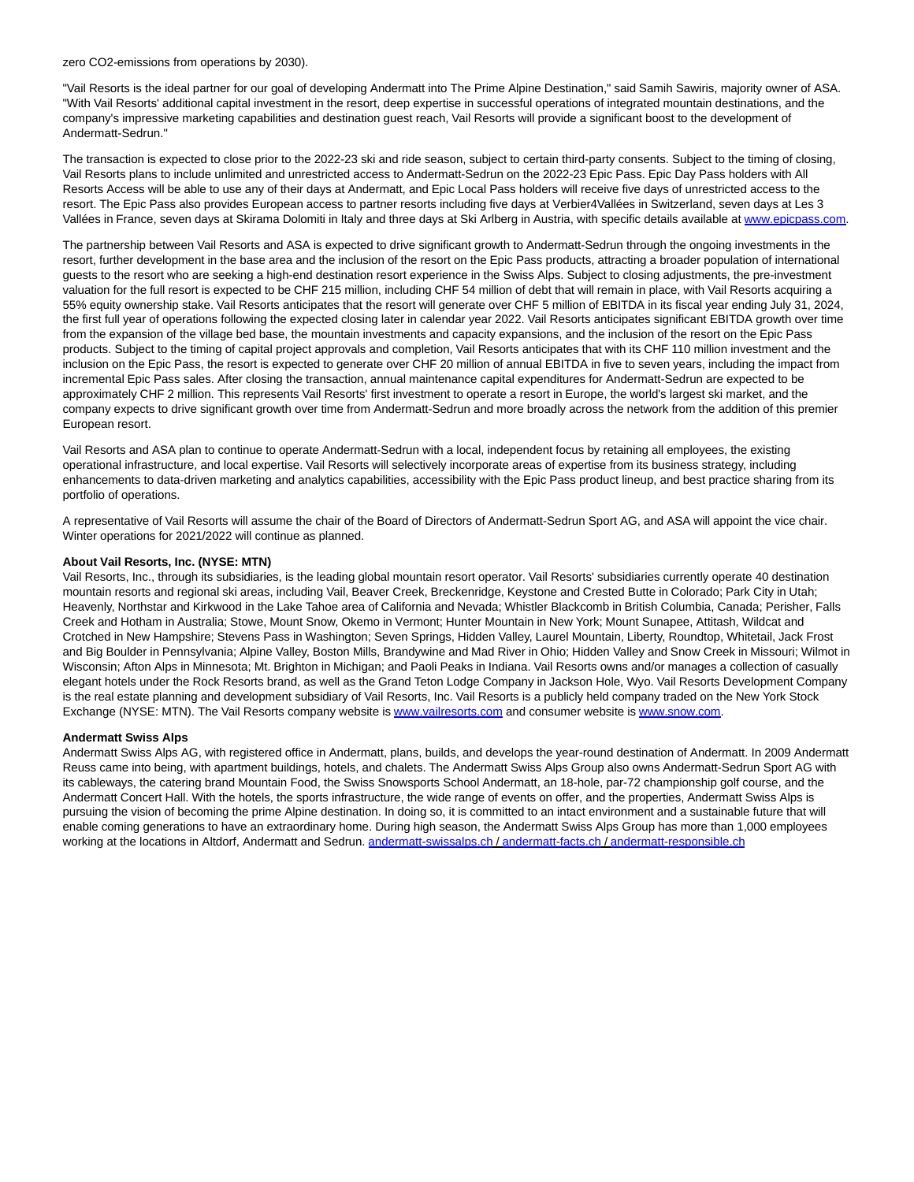zero $CO_2$-emissions from operations by 2030).

"Vail Resorts is the ideal partner for our goal of developing Andermatt into The Prime Alpine Destination," said Samih Sawiris, majority owner of ASA. "With Vail Resorts' additional capital investment in the resort, deep expertise in successful operations of integrated mountain destinations, and the company's impressive marketing capabilities and destination guest reach, Vail Resorts will provide a significant boost to the development of Andermatt-Sedrun."

The transaction is expected to close prior to the 2022-23 ski and ride season, subject to certain third-party consents. Subject to the timing of closing, Vail Resorts plans to include unlimited and unrestricted access to Andermatt-Sedrun on the 2022-23 Epic Pass. Epic Day Pass holders with All Resorts Access will be able to use any of their days at Andermatt, and Epic Local Pass holders will receive five days of unrestricted access to the resort. The Epic Pass also provides European access to partner resorts including five days at Verbier4Vallées in Switzerland, seven days at Les 3 Vallées in France, seven days at Skirama Dolomiti in Italy and three days at Ski Arlberg in Austria, with specific details available at www.epicpass.com.

The partnership between Vail Resorts and ASA is expected to drive significant growth to Andermatt-Sedrun through the ongoing investments in the resort, further development in the base area and the inclusion of the resort on the Epic Pass products, attracting a broader population of international guests to the resort who are seeking a high-end destination resort experience in the Swiss Alps. Subject to closing adjustments, the pre-investment valuation for the full resort is expected to be CHF 215 million, including CHF 54 million of debt that will remain in place, with Vail Resorts acquiring a 55% equity ownership stake. Vail Resorts anticipates that the resort will generate over CHF 5 million of EBITDA in its fiscal year ending July 31, 2024, the first full year of operations following the expected closing later in calendar year 2022. Vail Resorts anticipates significant EBITDA growth over time from the expansion of the village bed base, the mountain investments and capacity expansions, and the inclusion of the resort on the Epic Pass products. Subject to the timing of capital project approvals and completion, Vail Resorts anticipates that with its CHF 110 million investment and the inclusion on the Epic Pass, the resort is expected to generate over CHF 20 million of annual EBITDA in five to seven years, including the impact from incremental Epic Pass sales. After closing the transaction, annual maintenance capital expenditures for Andermatt-Sedrun are expected to be approximately CHF 2 million. This represents Vail Resorts' first investment to operate a resort in Europe, the world's largest ski market, and the company expects to drive significant growth over time from Andermatt-Sedrun and more broadly across the network from the addition of this premier European resort.

Vail Resorts and ASA plan to continue to operate Andermatt-Sedrun with a local, independent focus by retaining all employees, the existing operational infrastructure, and local expertise. Vail Resorts will selectively incorporate areas of expertise from its business strategy, including enhancements to data-driven marketing and analytics capabilities, accessibility with the Epic Pass product lineup, and best practice sharing from its portfolio of operations.

A representative of Vail Resorts will assume the chair of the Board of Directors of Andermatt-Sedrun Sport AG, and ASA will appoint the vice chair. Winter operations for 2021/2022 will continue as planned.

**About Vail Resorts, Inc. (NYSE: MTN)**
Vail Resorts, Inc., through its subsidiaries, is the leading global mountain resort operator. Vail Resorts' subsidiaries currently operate 40 destination mountain resorts and regional ski areas, including Vail, Beaver Creek, Breckenridge, Keystone and Crested Butte in Colorado; Park City in Utah; Heavenly, Northstar and Kirkwood in the Lake Tahoe area of California and Nevada; Whistler Blackcomb in British Columbia, Canada; Perisher, Falls Creek and Hotham in Australia; Stowe, Mount Snow, Okemo in Vermont; Hunter Mountain in New York; Mount Sunapee, Attitash, Wildcat and Crotched in New Hampshire; Stevens Pass in Washington; Seven Springs, Hidden Valley, Laurel Mountain, Liberty, Roundtop, Whitetail, Jack Frost and Big Boulder in Pennsylvania; Alpine Valley, Boston Mills, Brandywine and Mad River in Ohio; Hidden Valley and Snow Creek in Missouri; Wilmot in Wisconsin; Afton Alps in Minnesota; Mt. Brighton in Michigan; and Paoli Peaks in Indiana. Vail Resorts owns and/or manages a collection of casually elegant hotels under the Rock Resorts brand, as well as the Grand Teton Lodge Company in Jackson Hole, Wyo. Vail Resorts Development Company is the real estate planning and development subsidiary of Vail Resorts, Inc. Vail Resorts is a publicly held company traded on the New York Stock Exchange (NYSE: MTN). The Vail Resorts company website is www.vailresorts.com and consumer website is www.snow.com.

**Andermatt Swiss Alps**
Andermatt Swiss Alps AG, with registered office in Andermatt, plans, builds, and develops the year-round destination of Andermatt. In 2009 Andermatt Reuss came into being, with apartment buildings, hotels, and chalets. The Andermatt Swiss Alps Group also owns Andermatt-Sedrun Sport AG with its cableways, the catering brand Mountain Food, the Swiss Snowsports School Andermatt, an 18-hole, par-72 championship golf course, and the Andermatt Concert Hall. With the hotels, the sports infrastructure, the wide range of events on offer, and the properties, Andermatt Swiss Alps is pursuing the vision of becoming the prime Alpine destination. In doing so, it is committed to an intact environment and a sustainable future that will enable coming generations to have an extraordinary home. During high season, the Andermatt Swiss Alps Group has more than 1,000 employees working at the locations in Altdorf, Andermatt and Sedrun. andermatt-swissalps.ch / andermatt-facts.ch / andermatt-responsible.ch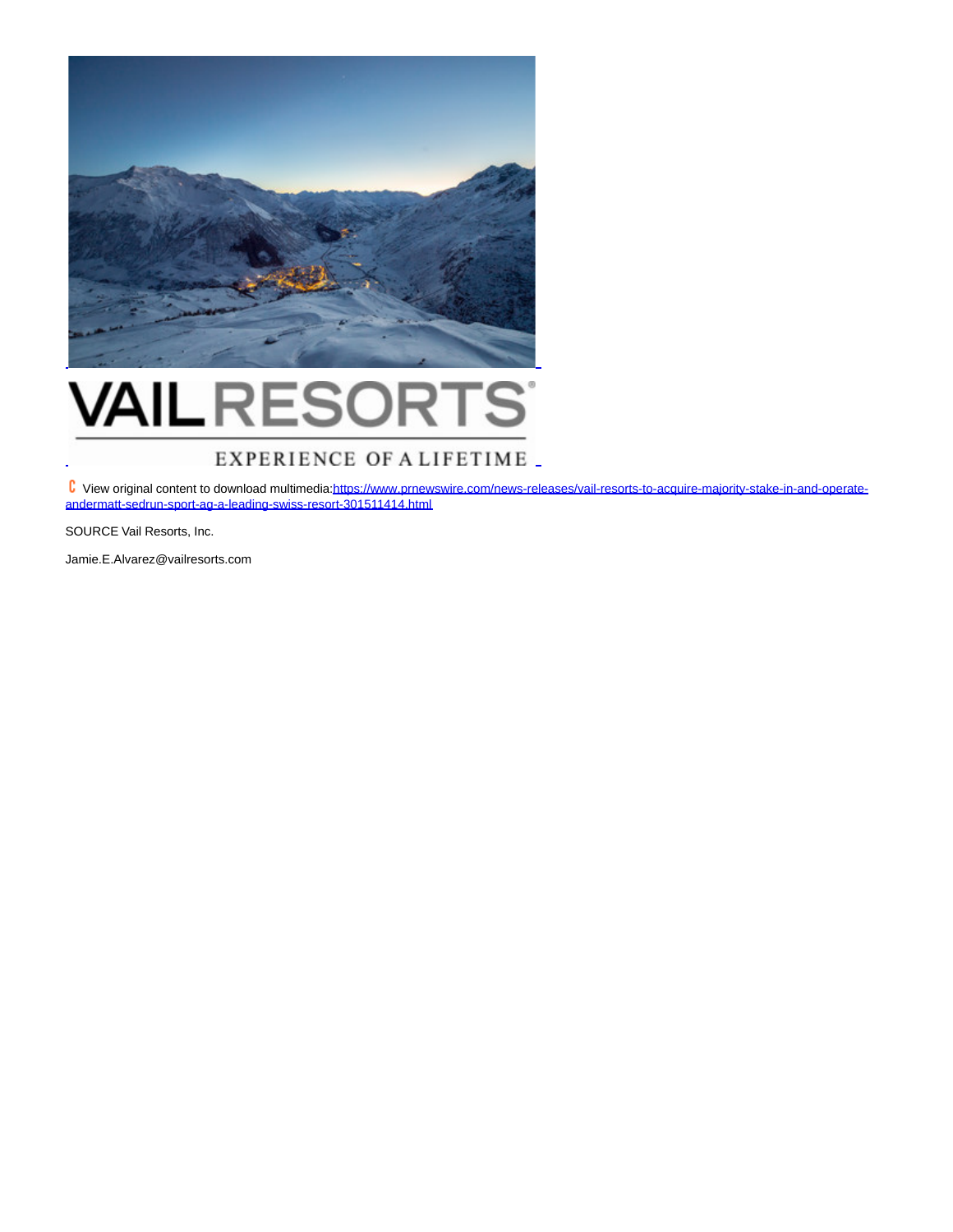View original content to download multimedia:https://www.prnewswire.com/news-releases/vail-resorts-to-acquire-majority-stake-in-and-operate-andermatt-sedrun-sport-ag-a-leading-swiss-resort-301511414.html

SOURCE Vail Resorts, Inc.

Jamie.E.Alvarez@vailresorts.com